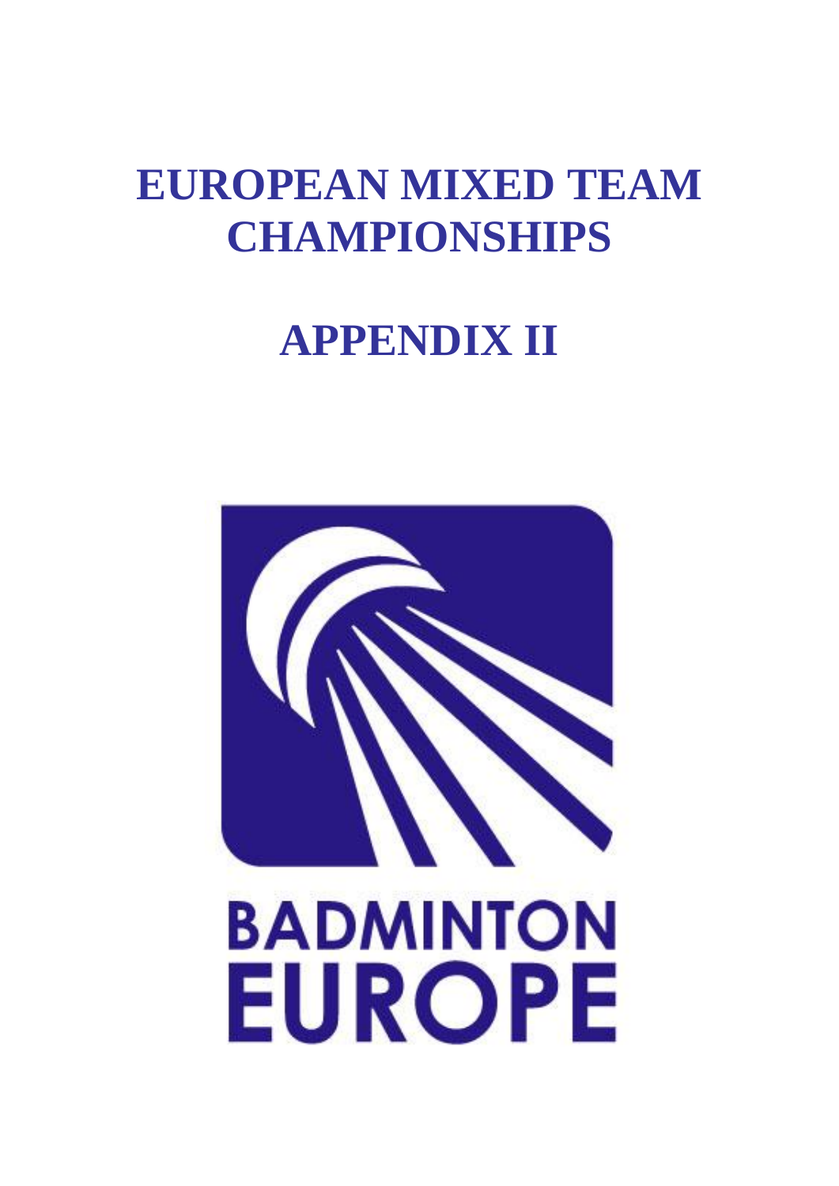# EUROPEAN MIXED TEAM CHAMPIONSHIPS

# APPENDIX II

BADMINTON EUROPE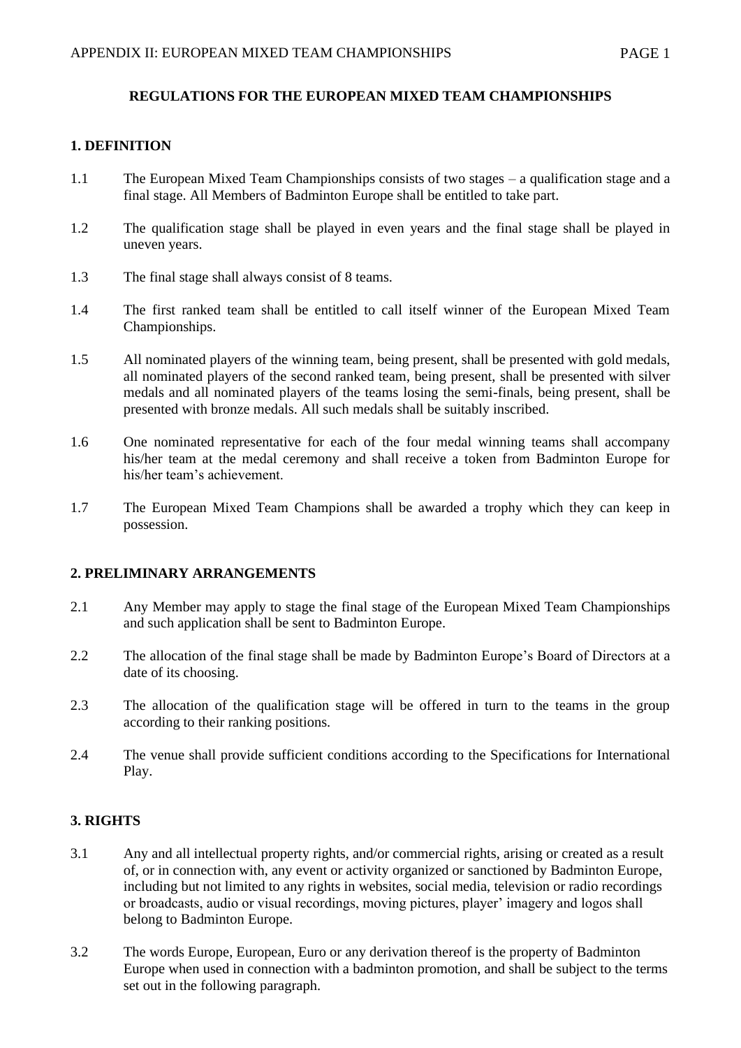## REGULATIONS FOR THE EUROPEAN MIXED TEAM CHAMPIONSHIPS

### 1. DEFINITION

1.1 The European Mixed Team Championships consists of two stages – a qualification stage and a final stage. All Members of Badminton Europe shall be entitled to take part.

1.2 The qualification stage shall be played in even years and the final stage shall be played in uneven years.

1.3 The final stage shall always consist of 8 teams.

1.4 The first ranked team shall be entitled to call itself winner of the European Mixed Team Championships.

1.5 All nominated players of the winning team, being present, shall be presented with gold medals, all nominated players of the second ranked team, being present, shall be presented with silver medals and all nominated players of the teams losing the semi-finals, being present, shall be presented with bronze medals. All such medals shall be suitably inscribed.

1.6 One nominated representative for each of the four medal winning teams shall accompany his/her team at the medal ceremony and shall receive a token from Badminton Europe for his/her team's achievement.

1.7 The European Mixed Team Champions shall be awarded a trophy which they can keep in possession.

### 2. PRELIMINARY ARRANGEMENTS

2.1 Any Member may apply to stage the final stage of the European Mixed Team Championships and such application shall be sent to Badminton Europe.

2.2 The allocation of the final stage shall be made by Badminton Europe's Board of Directors at a date of its choosing.

2.3 The allocation of the qualification stage will be offered in turn to the teams in the group according to their ranking positions.

2.4 The venue shall provide sufficient conditions according to the Specifications for International Play.

### 3. RIGHTS

3.1 Any and all intellectual property rights, and/or commercial rights, arising or created as a result of, or in connection with, any event or activity organized or sanctioned by Badminton Europe, including but not limited to any rights in websites, social media, television or radio recordings or broadcasts, audio or visual recordings, moving pictures, player' imagery and logos shall belong to Badminton Europe.

3.2 The words Europe, European, Euro or any derivation thereof is the property of Badminton Europe when used in connection with a badminton promotion, and shall be subject to the terms set out in the following paragraph.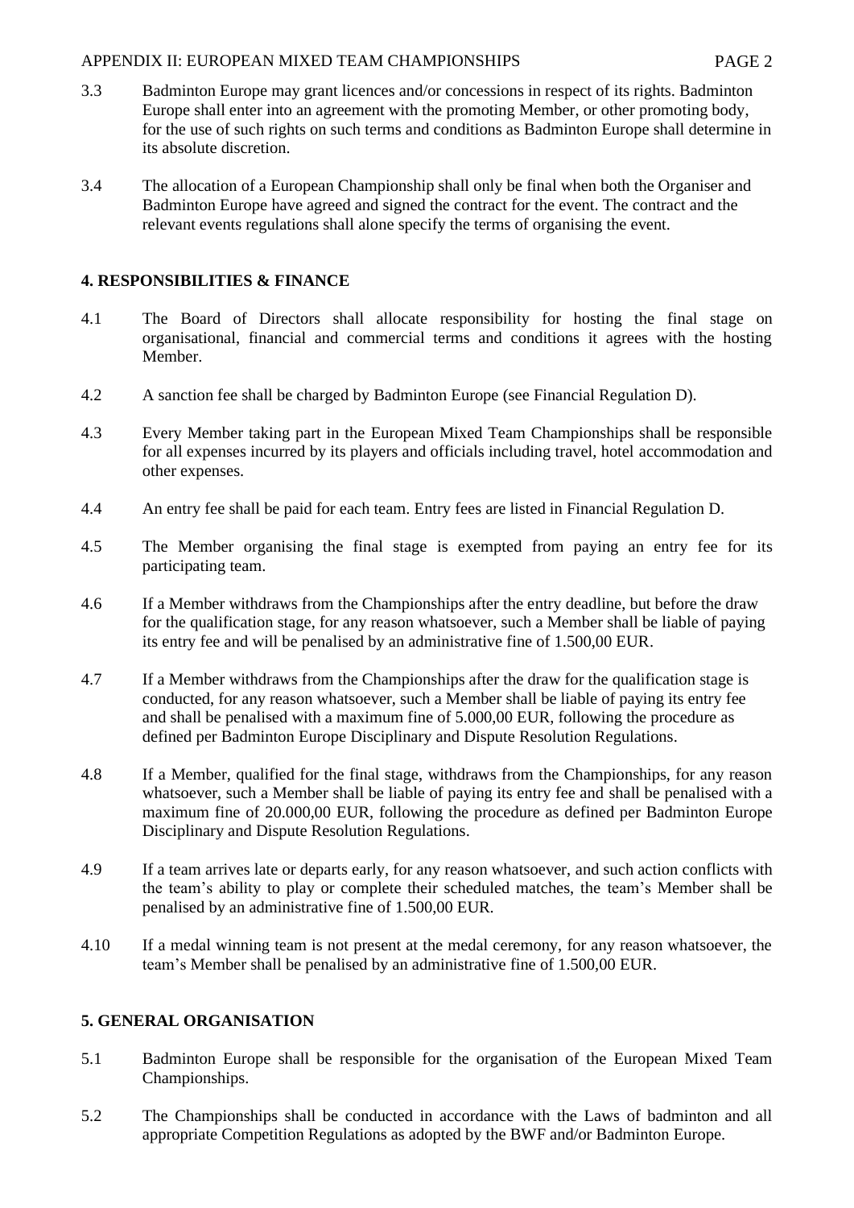3.3 Badminton Europe may grant licences and/or concessions in respect of its rights. Badminton Europe shall enter into an agreement with the promoting Member, or other promoting body, for the use of such rights on such terms and conditions as Badminton Europe shall determine in its absolute discretion.

3.4 The allocation of a European Championship shall only be final when both the Organiser and Badminton Europe have agreed and signed the contract for the event. The contract and the relevant events regulations shall alone specify the terms of organising the event.

## 4. RESPONSIBILITIES & FINANCE

4.1 The Board of Directors shall allocate responsibility for hosting the final stage on organisational, financial and commercial terms and conditions it agrees with the hosting Member.

4.2 A sanction fee shall be charged by Badminton Europe (see Financial Regulation D).

4.3 Every Member taking part in the European Mixed Team Championships shall be responsible for all expenses incurred by its players and officials including travel, hotel accommodation and other expenses.

4.4 An entry fee shall be paid for each team. Entry fees are listed in Financial Regulation D.

4.5 The Member organising the final stage is exempted from paying an entry fee for its participating team.

4.6 If a Member withdraws from the Championships after the entry deadline, but before the draw for the qualification stage, for any reason whatsoever, such a Member shall be liable of paying its entry fee and will be penalised by an administrative fine of 1.500,00 EUR.

4.7 If a Member withdraws from the Championships after the draw for the qualification stage is conducted, for any reason whatsoever, such a Member shall be liable of paying its entry fee and shall be penalised with a maximum fine of 5.000,00 EUR, following the procedure as defined per Badminton Europe Disciplinary and Dispute Resolution Regulations.

4.8 If a Member, qualified for the final stage, withdraws from the Championships, for any reason whatsoever, such a Member shall be liable of paying its entry fee and shall be penalised with a maximum fine of 20.000,00 EUR, following the procedure as defined per Badminton Europe Disciplinary and Dispute Resolution Regulations.

4.9 If a team arrives late or departs early, for any reason whatsoever, and such action conflicts with the team's ability to play or complete their scheduled matches, the team's Member shall be penalised by an administrative fine of 1.500,00 EUR.

4.10 If a medal winning team is not present at the medal ceremony, for any reason whatsoever, the team's Member shall be penalised by an administrative fine of 1.500,00 EUR.

## 5. GENERAL ORGANISATION

5.1 Badminton Europe shall be responsible for the organisation of the European Mixed Team Championships.

5.2 The Championships shall be conducted in accordance with the Laws of badminton and all appropriate Competition Regulations as adopted by the BWF and/or Badminton Europe.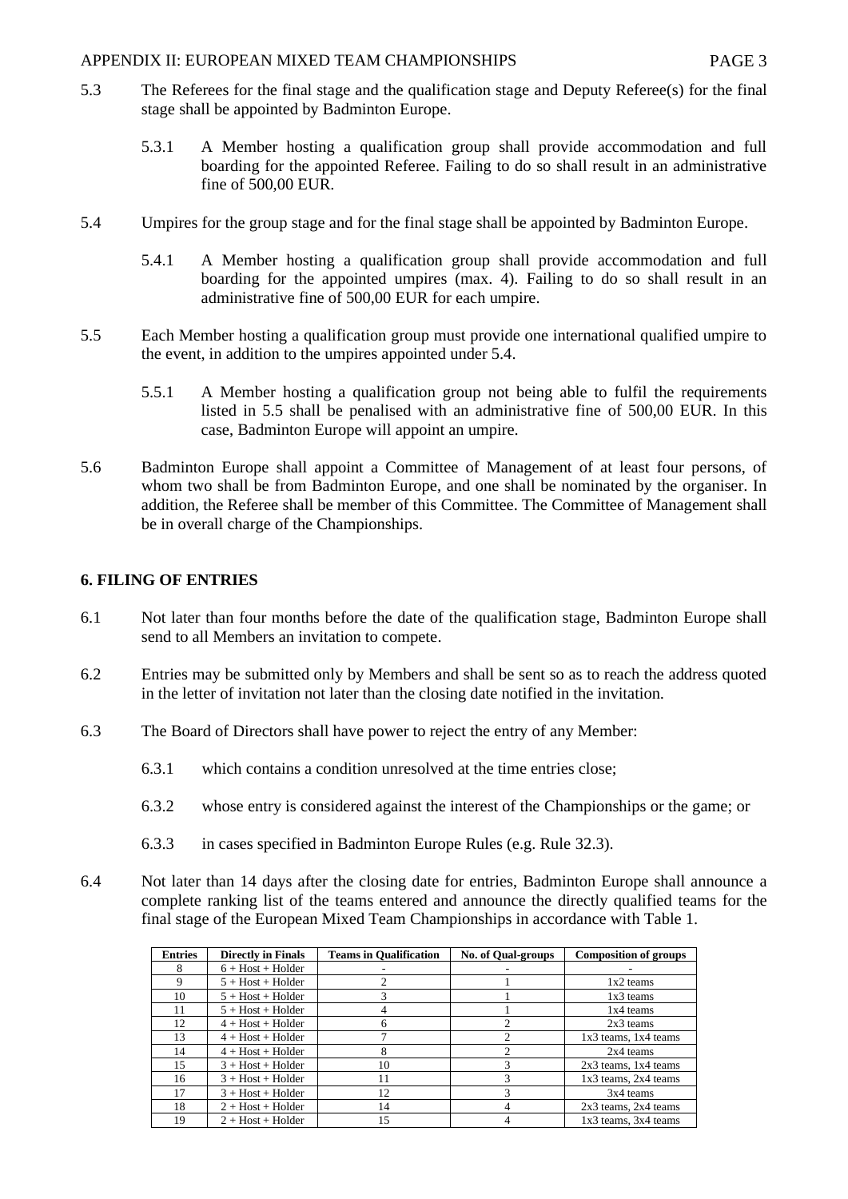5.3 The Referees for the final stage and the qualification stage and Deputy Referee(s) for the final stage shall be appointed by Badminton Europe.

5.3.1 A Member hosting a qualification group shall provide accommodation and full boarding for the appointed Referee. Failing to do so shall result in an administrative fine of 500,00 EUR.

5.4 Umpires for the group stage and for the final stage shall be appointed by Badminton Europe.

5.4.1 A Member hosting a qualification group shall provide accommodation and full boarding for the appointed umpires (max. 4). Failing to do so shall result in an administrative fine of 500,00 EUR for each umpire.

5.5 Each Member hosting a qualification group must provide one international qualified umpire to the event, in addition to the umpires appointed under 5.4.

5.5.1 A Member hosting a qualification group not being able to fulfil the requirements listed in 5.5 shall be penalised with an administrative fine of 500,00 EUR. In this case, Badminton Europe will appoint an umpire.

5.6 Badminton Europe shall appoint a Committee of Management of at least four persons, of whom two shall be from Badminton Europe, and one shall be nominated by the organiser. In addition, the Referee shall be member of this Committee. The Committee of Management shall be in overall charge of the Championships.

## 6. FILING OF ENTRIES

6.1 Not later than four months before the date of the qualification stage, Badminton Europe shall send to all Members an invitation to compete.

6.2 Entries may be submitted only by Members and shall be sent so as to reach the address quoted in the letter of invitation not later than the closing date notified in the invitation.

6.3 The Board of Directors shall have power to reject the entry of any Member:

6.3.1 which contains a condition unresolved at the time entries close;

6.3.2 whose entry is considered against the interest of the Championships or the game; or

6.3.3 in cases specified in Badminton Europe Rules (e.g. Rule 32.3).

6.4 Not later than 14 days after the closing date for entries, Badminton Europe shall announce a complete ranking list of the teams entered and announce the directly qualified teams for the final stage of the European Mixed Team Championships in accordance with Table 1.

| Entries | Directly in Finals | Teams in Qualification | No. of Qual-groups | Composition of groups |
|---|---|---|---|---|
| 8 | 6 + Host + Holder | - | - | - |
| 9 | 5 + Host + Holder | 2 | 1 | 1x2 teams |
| 10 | 5 + Host + Holder | 3 | 1 | 1x3 teams |
| 11 | 5 + Host + Holder | 4 | 1 | 1x4 teams |
| 12 | 4 + Host + Holder | 6 | 2 | 2x3 teams |
| 13 | 4 + Host + Holder | 7 | 2 | 1x3 teams, 1x4 teams |
| 14 | 4 + Host + Holder | 8 | 2 | 2x4 teams |
| 15 | 3 + Host + Holder | 10 | 3 | 2x3 teams, 1x4 teams |
| 16 | 3 + Host + Holder | 11 | 3 | 1x3 teams, 2x4 teams |
| 17 | 3 + Host + Holder | 12 | 3 | 3x4 teams |
| 18 | 2 + Host + Holder | 14 | 4 | 2x3 teams, 2x4 teams |
| 19 | 2 + Host + Holder | 15 | 4 | 1x3 teams, 3x4 teams |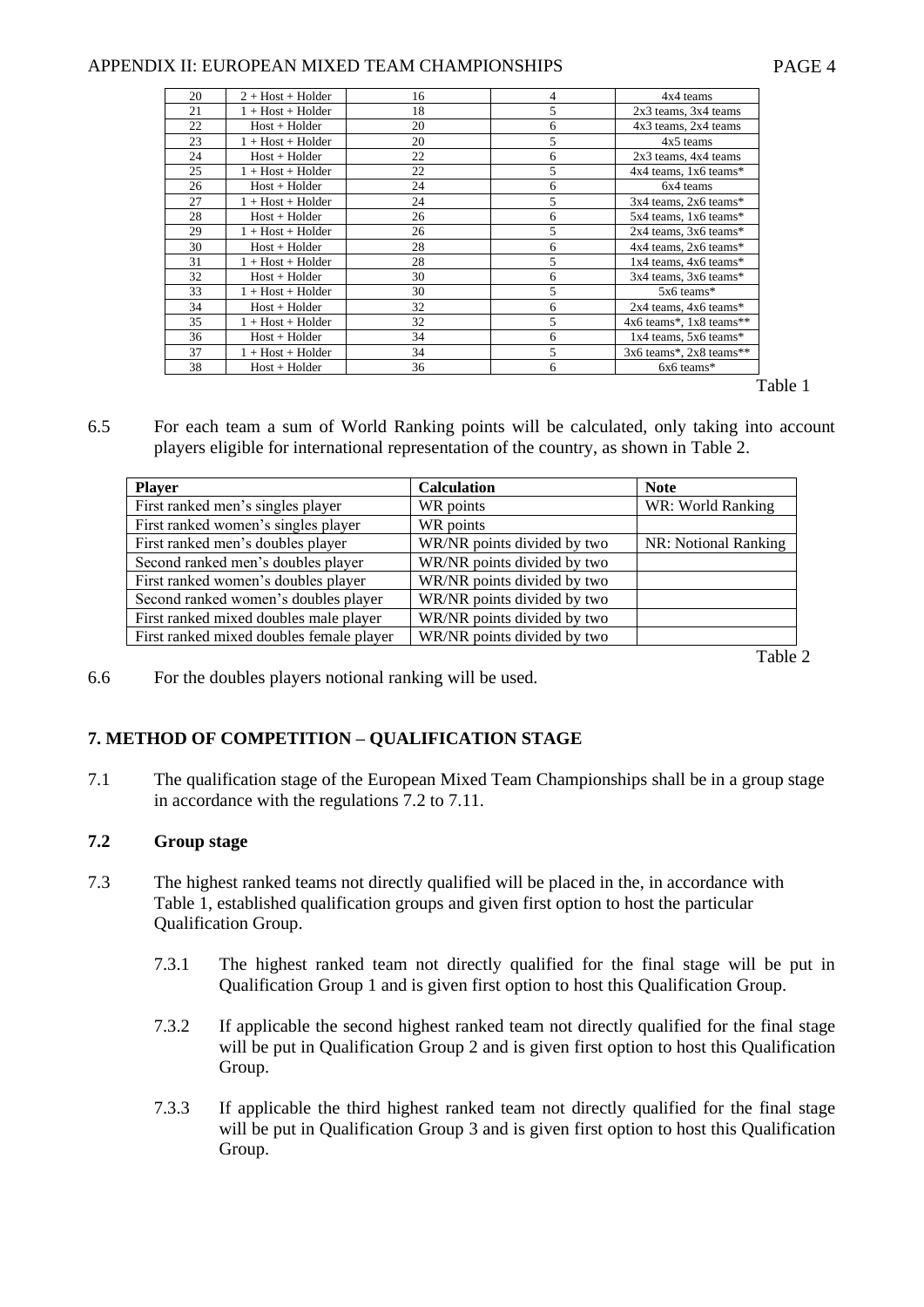| 20 | 2 + Host + Holder | 16 | 4 | 4x4 teams |
|---|---|---|---|---|
| 21 | 1 + Host + Holder | 18 | 5 | 2x3 teams, 3x4 teams |
| 22 | Host + Holder | 20 | 6 | 4x3 teams, 2x4 teams |
| 23 | 1 + Host + Holder | 20 | 5 | 4x5 teams |
| 24 | Host + Holder | 22 | 6 | 2x3 teams, 4x4 teams |
| 25 | 1 + Host + Holder | 22 | 5 | 4x4 teams, 1x6 teams* |
| 26 | Host + Holder | 24 | 6 | 6x4 teams |
| 27 | 1 + Host + Holder | 24 | 5 | 3x4 teams, 2x6 teams* |
| 28 | Host + Holder | 26 | 6 | 5x4 teams, 1x6 teams* |
| 29 | 1 + Host + Holder | 26 | 5 | 2x4 teams, 3x6 teams* |
| 30 | Host + Holder | 28 | 6 | 4x4 teams, 2x6 teams* |
| 31 | 1 + Host + Holder | 28 | 5 | 1x4 teams, 4x6 teams* |
| 32 | Host + Holder | 30 | 6 | 3x4 teams, 3x6 teams* |
| 33 | 1 + Host + Holder | 30 | 5 | 5x6 teams* |
| 34 | Host + Holder | 32 | 6 | 2x4 teams, 4x6 teams* |
| 35 | 1 + Host + Holder | 32 | 5 | 4x6 teams*, 1x8 teams** |
| 36 | Host + Holder | 34 | 6 | 1x4 teams, 5x6 teams* |
| 37 | 1 + Host + Holder | 34 | 5 | 3x6 teams*, 2x8 teams** |
| 38 | Host + Holder | 36 | 6 | 6x6 teams* |

Table 1

6.5 For each team a sum of World Ranking points will be calculated, only taking into account players eligible for international representation of the country, as shown in Table 2.

| Player | Calculation | Note |
|---|---|---|
| First ranked men's singles player | WR points | WR: World Ranking |
| First ranked women's singles player | WR points | |
| First ranked men's doubles player | WR/NR points divided by two | NR: Notional Ranking |
| Second ranked men's doubles player | WR/NR points divided by two | |
| First ranked women's doubles player | WR/NR points divided by two | |
| Second ranked women's doubles player | WR/NR points divided by two | |
| First ranked mixed doubles male player | WR/NR points divided by two | |
| First ranked mixed doubles female player | WR/NR points divided by two | |

Table 2

6.6 For the doubles players notional ranking will be used.

## 7. METHOD OF COMPETITION – QUALIFICATION STAGE

7.1 The qualification stage of the European Mixed Team Championships shall be in a group stage in accordance with the regulations 7.2 to 7.11.

### 7.2 Group stage

7.3 The highest ranked teams not directly qualified will be placed in the, in accordance with Table 1, established qualification groups and given first option to host the particular Qualification Group.

7.3.1 The highest ranked team not directly qualified for the final stage will be put in Qualification Group 1 and is given first option to host this Qualification Group.

7.3.2 If applicable the second highest ranked team not directly qualified for the final stage will be put in Qualification Group 2 and is given first option to host this Qualification Group.

7.3.3 If applicable the third highest ranked team not directly qualified for the final stage will be put in Qualification Group 3 and is given first option to host this Qualification Group.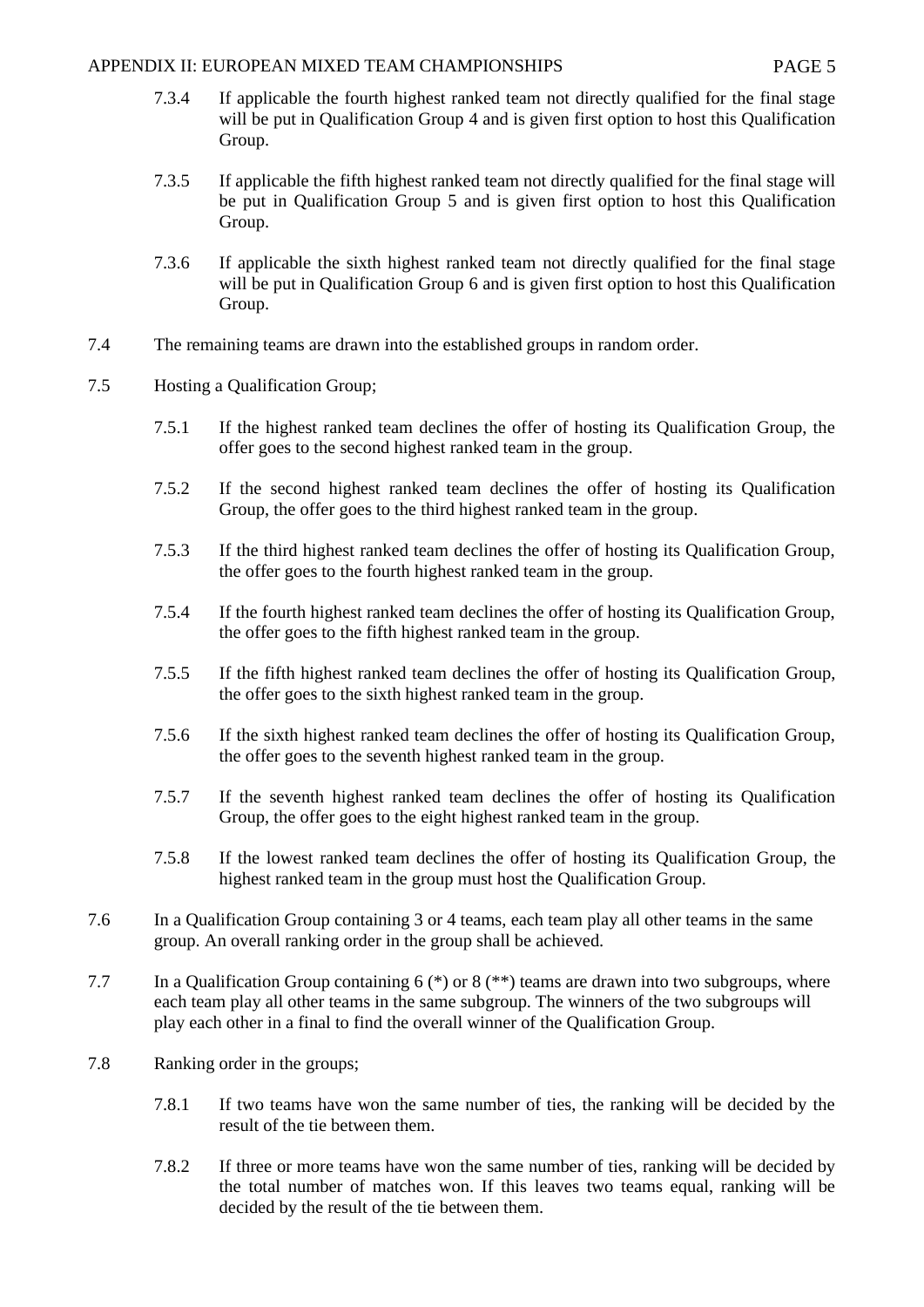7.3.4 If applicable the fourth highest ranked team not directly qualified for the final stage will be put in Qualification Group 4 and is given first option to host this Qualification Group.

7.3.5 If applicable the fifth highest ranked team not directly qualified for the final stage will be put in Qualification Group 5 and is given first option to host this Qualification Group.

7.3.6 If applicable the sixth highest ranked team not directly qualified for the final stage will be put in Qualification Group 6 and is given first option to host this Qualification Group.

7.4 The remaining teams are drawn into the established groups in random order.

7.5 Hosting a Qualification Group;

7.5.1 If the highest ranked team declines the offer of hosting its Qualification Group, the offer goes to the second highest ranked team in the group.

7.5.2 If the second highest ranked team declines the offer of hosting its Qualification Group, the offer goes to the third highest ranked team in the group.

7.5.3 If the third highest ranked team declines the offer of hosting its Qualification Group, the offer goes to the fourth highest ranked team in the group.

7.5.4 If the fourth highest ranked team declines the offer of hosting its Qualification Group, the offer goes to the fifth highest ranked team in the group.

7.5.5 If the fifth highest ranked team declines the offer of hosting its Qualification Group, the offer goes to the sixth highest ranked team in the group.

7.5.6 If the sixth highest ranked team declines the offer of hosting its Qualification Group, the offer goes to the seventh highest ranked team in the group.

7.5.7 If the seventh highest ranked team declines the offer of hosting its Qualification Group, the offer goes to the eight highest ranked team in the group.

7.5.8 If the lowest ranked team declines the offer of hosting its Qualification Group, the highest ranked team in the group must host the Qualification Group.

7.6 In a Qualification Group containing 3 or 4 teams, each team play all other teams in the same group. An overall ranking order in the group shall be achieved.

7.7 In a Qualification Group containing 6 (*) or 8 (**) teams are drawn into two subgroups, where each team play all other teams in the same subgroup. The winners of the two subgroups will play each other in a final to find the overall winner of the Qualification Group.

7.8 Ranking order in the groups;

7.8.1 If two teams have won the same number of ties, the ranking will be decided by the result of the tie between them.

7.8.2 If three or more teams have won the same number of ties, ranking will be decided by the total number of matches won. If this leaves two teams equal, ranking will be decided by the result of the tie between them.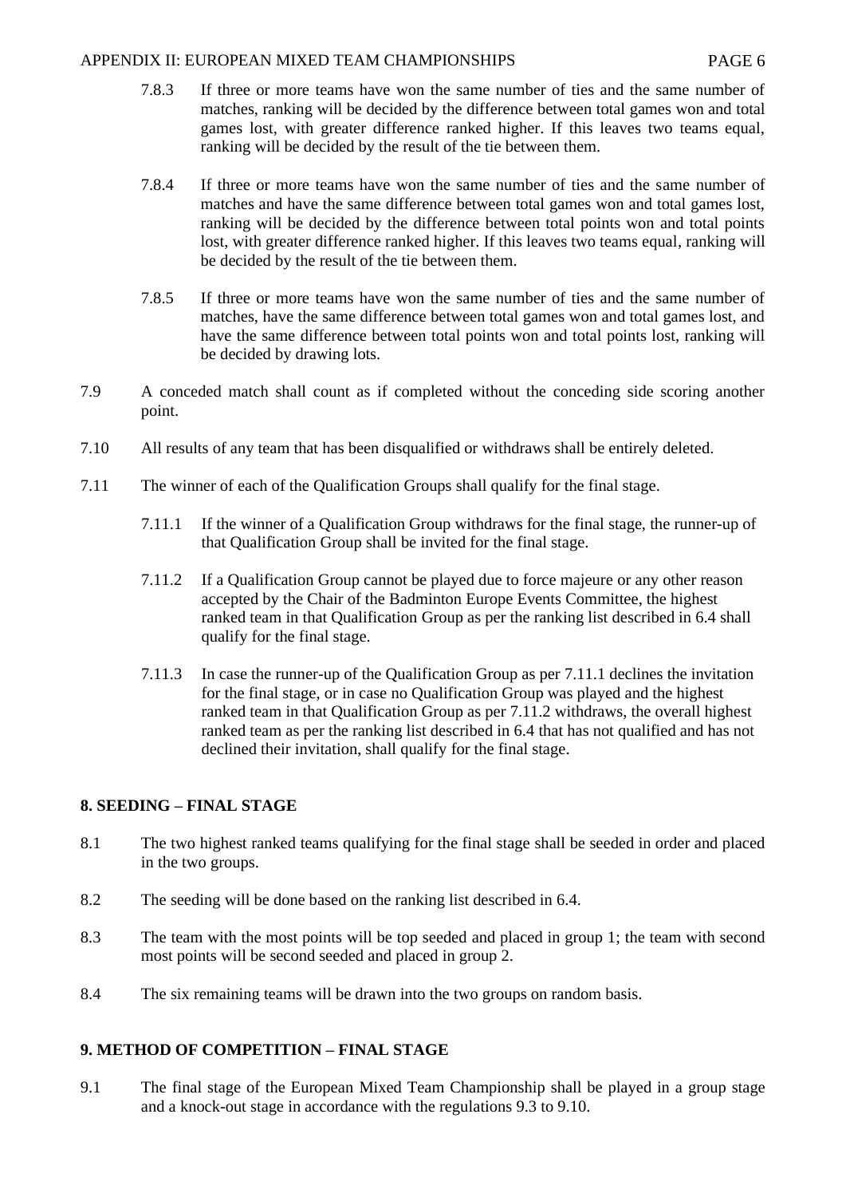7.8.3 If three or more teams have won the same number of ties and the same number of matches, ranking will be decided by the difference between total games won and total games lost, with greater difference ranked higher. If this leaves two teams equal, ranking will be decided by the result of the tie between them.

7.8.4 If three or more teams have won the same number of ties and the same number of matches and have the same difference between total games won and total games lost, ranking will be decided by the difference between total points won and total points lost, with greater difference ranked higher. If this leaves two teams equal, ranking will be decided by the result of the tie between them.

7.8.5 If three or more teams have won the same number of ties and the same number of matches, have the same difference between total games won and total games lost, and have the same difference between total points won and total points lost, ranking will be decided by drawing lots.

7.9 A conceded match shall count as if completed without the conceding side scoring another point.

7.10 All results of any team that has been disqualified or withdraws shall be entirely deleted.

7.11 The winner of each of the Qualification Groups shall qualify for the final stage.

7.11.1 If the winner of a Qualification Group withdraws for the final stage, the runner-up of that Qualification Group shall be invited for the final stage.

7.11.2 If a Qualification Group cannot be played due to force majeure or any other reason accepted by the Chair of the Badminton Europe Events Committee, the highest ranked team in that Qualification Group as per the ranking list described in 6.4 shall qualify for the final stage.

7.11.3 In case the runner-up of the Qualification Group as per 7.11.1 declines the invitation for the final stage, or in case no Qualification Group was played and the highest ranked team in that Qualification Group as per 7.11.2 withdraws, the overall highest ranked team as per the ranking list described in 6.4 that has not qualified and has not declined their invitation, shall qualify for the final stage.

## 8. SEEDING – FINAL STAGE

8.1 The two highest ranked teams qualifying for the final stage shall be seeded in order and placed in the two groups.

8.2 The seeding will be done based on the ranking list described in 6.4.

8.3 The team with the most points will be top seeded and placed in group 1; the team with second most points will be second seeded and placed in group 2.

8.4 The six remaining teams will be drawn into the two groups on random basis.

## 9. METHOD OF COMPETITION – FINAL STAGE

9.1 The final stage of the European Mixed Team Championship shall be played in a group stage and a knock-out stage in accordance with the regulations 9.3 to 9.10.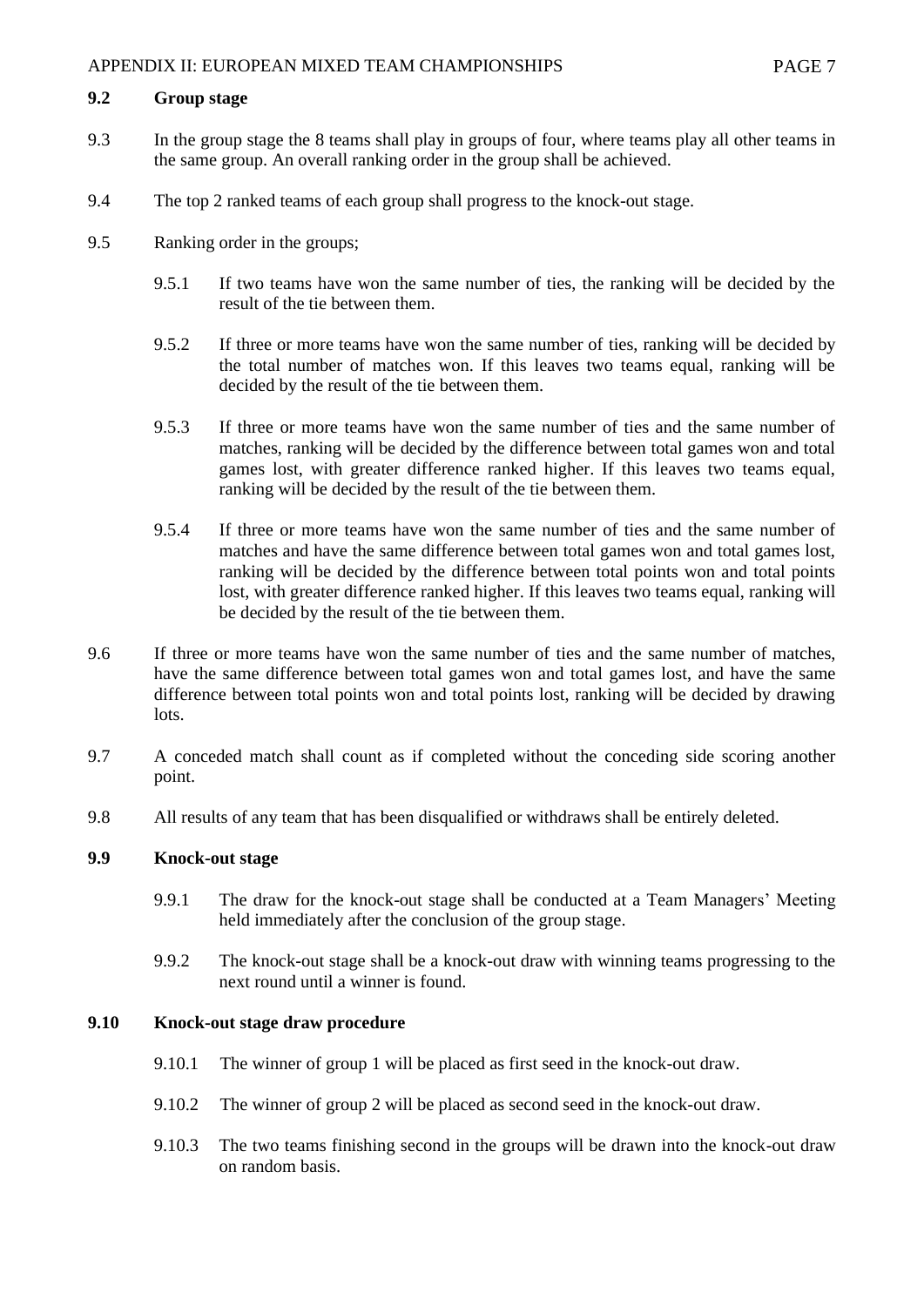**9.2 Group stage**

9.3 In the group stage the 8 teams shall play in groups of four, where teams play all other teams in the same group. An overall ranking order in the group shall be achieved.

9.4 The top 2 ranked teams of each group shall progress to the knock-out stage.

9.5 Ranking order in the groups;

9.5.1 If two teams have won the same number of ties, the ranking will be decided by the result of the tie between them.

9.5.2 If three or more teams have won the same number of ties, ranking will be decided by the total number of matches won. If this leaves two teams equal, ranking will be decided by the result of the tie between them.

9.5.3 If three or more teams have won the same number of ties and the same number of matches, ranking will be decided by the difference between total games won and total games lost, with greater difference ranked higher. If this leaves two teams equal, ranking will be decided by the result of the tie between them.

9.5.4 If three or more teams have won the same number of ties and the same number of matches and have the same difference between total games won and total games lost, ranking will be decided by the difference between total points won and total points lost, with greater difference ranked higher. If this leaves two teams equal, ranking will be decided by the result of the tie between them.

9.6 If three or more teams have won the same number of ties and the same number of matches, have the same difference between total games won and total games lost, and have the same difference between total points won and total points lost, ranking will be decided by drawing lots.

9.7 A conceded match shall count as if completed without the conceding side scoring another point.

9.8 All results of any team that has been disqualified or withdraws shall be entirely deleted.

**9.9 Knock-out stage**

9.9.1 The draw for the knock-out stage shall be conducted at a Team Managers' Meeting held immediately after the conclusion of the group stage.

9.9.2 The knock-out stage shall be a knock-out draw with winning teams progressing to the next round until a winner is found.

**9.10 Knock-out stage draw procedure**

9.10.1 The winner of group 1 will be placed as first seed in the knock-out draw.

9.10.2 The winner of group 2 will be placed as second seed in the knock-out draw.

9.10.3 The two teams finishing second in the groups will be drawn into the knock-out draw on random basis.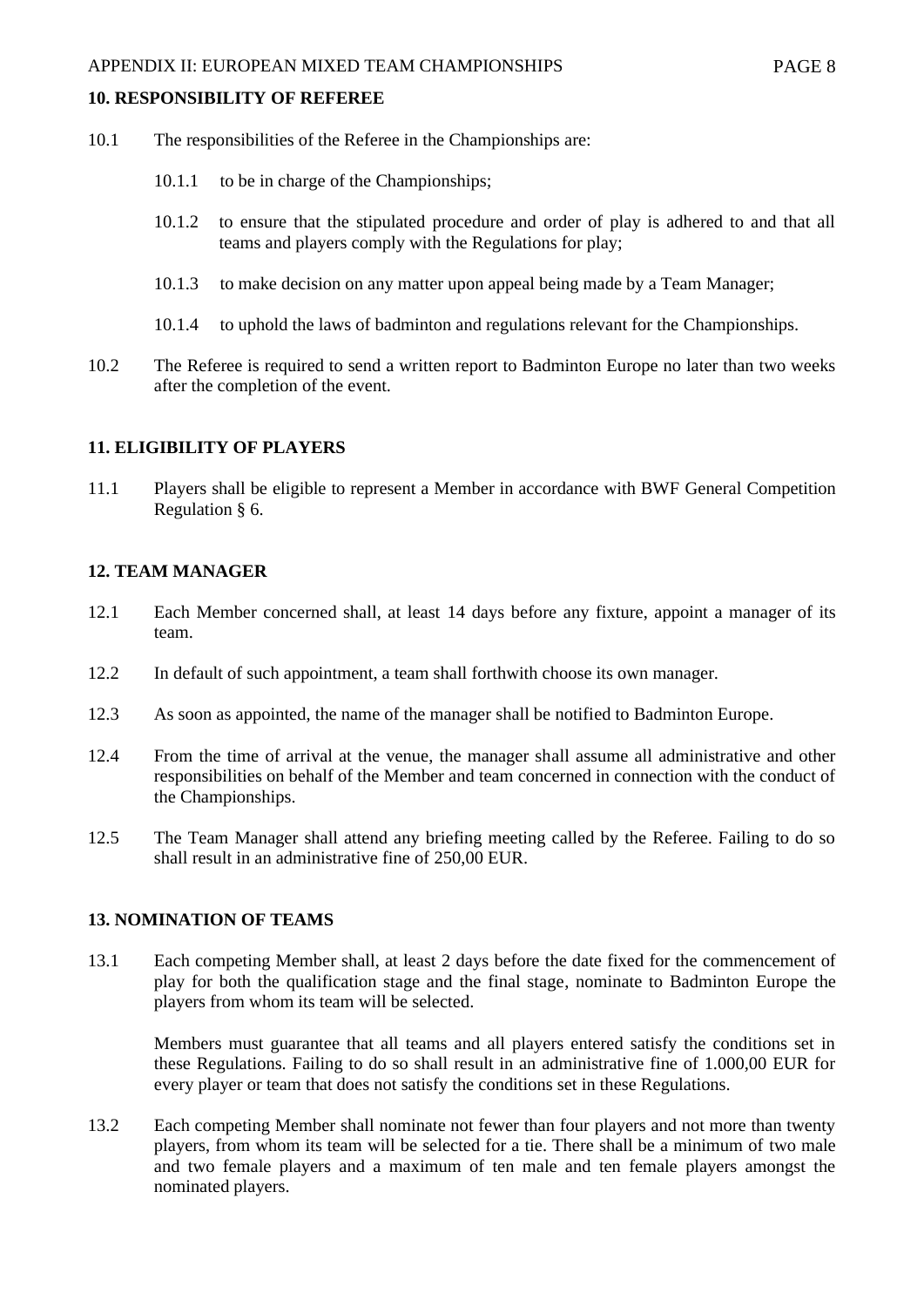## 10. RESPONSIBILITY OF REFEREE

10.1 The responsibilities of the Referee in the Championships are:

10.1.1 to be in charge of the Championships;

10.1.2 to ensure that the stipulated procedure and order of play is adhered to and that all teams and players comply with the Regulations for play;

10.1.3 to make decision on any matter upon appeal being made by a Team Manager;

10.1.4 to uphold the laws of badminton and regulations relevant for the Championships.

10.2 The Referee is required to send a written report to Badminton Europe no later than two weeks after the completion of the event.

## 11. ELIGIBILITY OF PLAYERS

11.1 Players shall be eligible to represent a Member in accordance with BWF General Competition Regulation § 6.

## 12. TEAM MANAGER

12.1 Each Member concerned shall, at least 14 days before any fixture, appoint a manager of its team.

12.2 In default of such appointment, a team shall forthwith choose its own manager.

12.3 As soon as appointed, the name of the manager shall be notified to Badminton Europe.

12.4 From the time of arrival at the venue, the manager shall assume all administrative and other responsibilities on behalf of the Member and team concerned in connection with the conduct of the Championships.

12.5 The Team Manager shall attend any briefing meeting called by the Referee. Failing to do so shall result in an administrative fine of 250,00 EUR.

## 13. NOMINATION OF TEAMS

13.1 Each competing Member shall, at least 2 days before the date fixed for the commencement of play for both the qualification stage and the final stage, nominate to Badminton Europe the players from whom its team will be selected.

Members must guarantee that all teams and all players entered satisfy the conditions set in these Regulations. Failing to do so shall result in an administrative fine of 1.000,00 EUR for every player or team that does not satisfy the conditions set in these Regulations.

13.2 Each competing Member shall nominate not fewer than four players and not more than twenty players, from whom its team will be selected for a tie. There shall be a minimum of two male and two female players and a maximum of ten male and ten female players amongst the nominated players.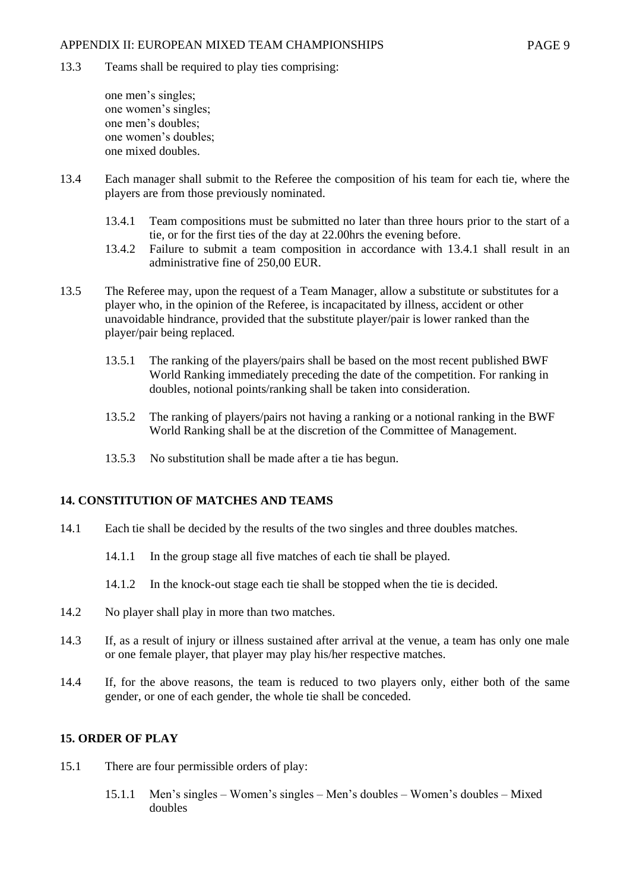13.3 Teams shall be required to play ties comprising:

one men's singles;
one women's singles;
one men's doubles;
one women's doubles;
one mixed doubles.

13.4 Each manager shall submit to the Referee the composition of his team for each tie, where the players are from those previously nominated.

13.4.1 Team compositions must be submitted no later than three hours prior to the start of a tie, or for the first ties of the day at 22.00hrs the evening before.

13.4.2 Failure to submit a team composition in accordance with 13.4.1 shall result in an administrative fine of 250,00 EUR.

13.5 The Referee may, upon the request of a Team Manager, allow a substitute or substitutes for a player who, in the opinion of the Referee, is incapacitated by illness, accident or other unavoidable hindrance, provided that the substitute player/pair is lower ranked than the player/pair being replaced.

13.5.1 The ranking of the players/pairs shall be based on the most recent published BWF World Ranking immediately preceding the date of the competition. For ranking in doubles, notional points/ranking shall be taken into consideration.

13.5.2 The ranking of players/pairs not having a ranking or a notional ranking in the BWF World Ranking shall be at the discretion of the Committee of Management.

13.5.3 No substitution shall be made after a tie has begun.

## 14. CONSTITUTION OF MATCHES AND TEAMS

14.1 Each tie shall be decided by the results of the two singles and three doubles matches.

14.1.1 In the group stage all five matches of each tie shall be played.

14.1.2 In the knock-out stage each tie shall be stopped when the tie is decided.

14.2 No player shall play in more than two matches.

14.3 If, as a result of injury or illness sustained after arrival at the venue, a team has only one male or one female player, that player may play his/her respective matches.

14.4 If, for the above reasons, the team is reduced to two players only, either both of the same gender, or one of each gender, the whole tie shall be conceded.

## 15. ORDER OF PLAY

15.1 There are four permissible orders of play:

15.1.1 Men's singles – Women's singles – Men's doubles – Women's doubles – Mixed doubles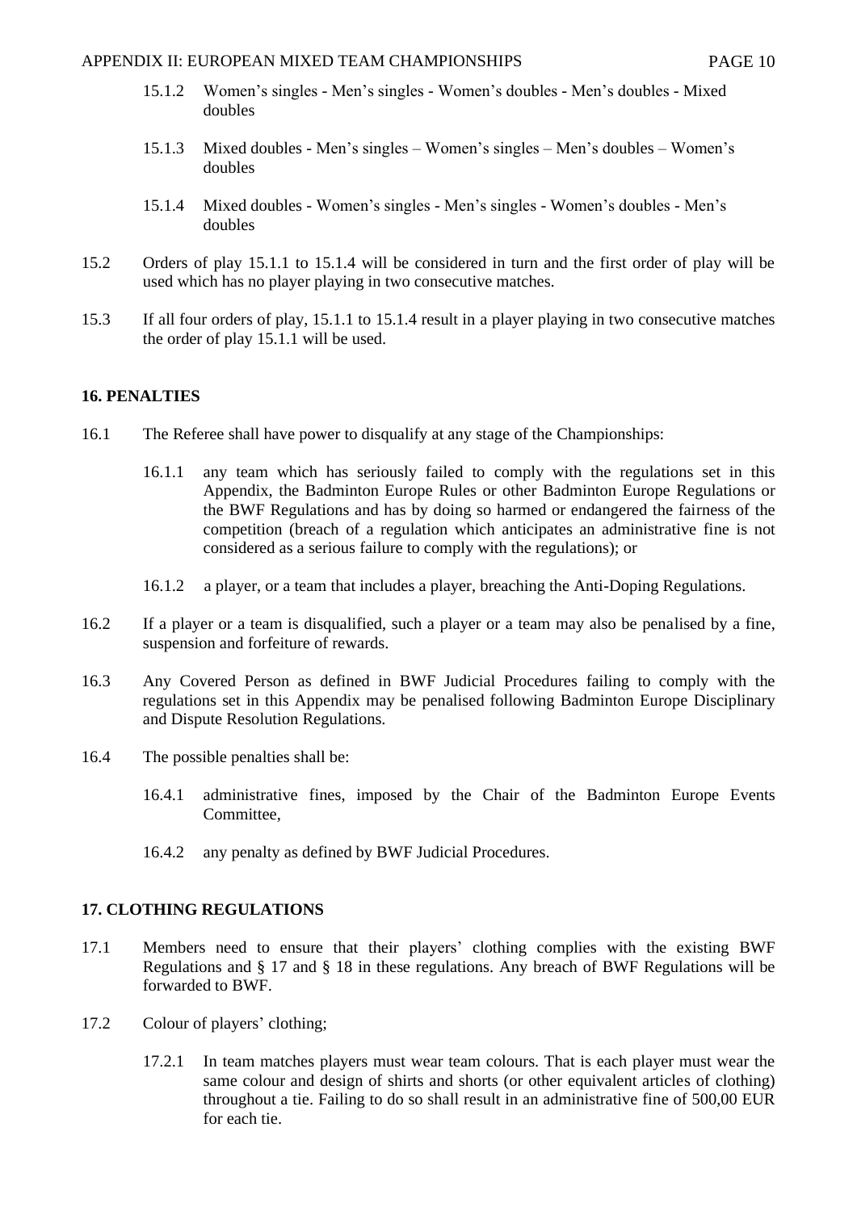15.1.2 Women's singles - Men's singles - Women's doubles - Men's doubles - Mixed doubles

15.1.3 Mixed doubles - Men's singles – Women's singles – Men's doubles – Women's doubles

15.1.4 Mixed doubles - Women's singles - Men's singles - Women's doubles - Men's doubles

15.2 Orders of play 15.1.1 to 15.1.4 will be considered in turn and the first order of play will be used which has no player playing in two consecutive matches.

15.3 If all four orders of play, 15.1.1 to 15.1.4 result in a player playing in two consecutive matches the order of play 15.1.1 will be used.

## 16. PENALTIES

16.1 The Referee shall have power to disqualify at any stage of the Championships:

16.1.1 any team which has seriously failed to comply with the regulations set in this Appendix, the Badminton Europe Rules or other Badminton Europe Regulations or the BWF Regulations and has by doing so harmed or endangered the fairness of the competition (breach of a regulation which anticipates an administrative fine is not considered as a serious failure to comply with the regulations); or

16.1.2 a player, or a team that includes a player, breaching the Anti-Doping Regulations.

16.2 If a player or a team is disqualified, such a player or a team may also be penalised by a fine, suspension and forfeiture of rewards.

16.3 Any Covered Person as defined in BWF Judicial Procedures failing to comply with the regulations set in this Appendix may be penalised following Badminton Europe Disciplinary and Dispute Resolution Regulations.

16.4 The possible penalties shall be:

16.4.1 administrative fines, imposed by the Chair of the Badminton Europe Events Committee,

16.4.2 any penalty as defined by BWF Judicial Procedures.

## 17. CLOTHING REGULATIONS

17.1 Members need to ensure that their players' clothing complies with the existing BWF Regulations and § 17 and § 18 in these regulations. Any breach of BWF Regulations will be forwarded to BWF.

17.2 Colour of players' clothing;

17.2.1 In team matches players must wear team colours. That is each player must wear the same colour and design of shirts and shorts (or other equivalent articles of clothing) throughout a tie. Failing to do so shall result in an administrative fine of 500,00 EUR for each tie.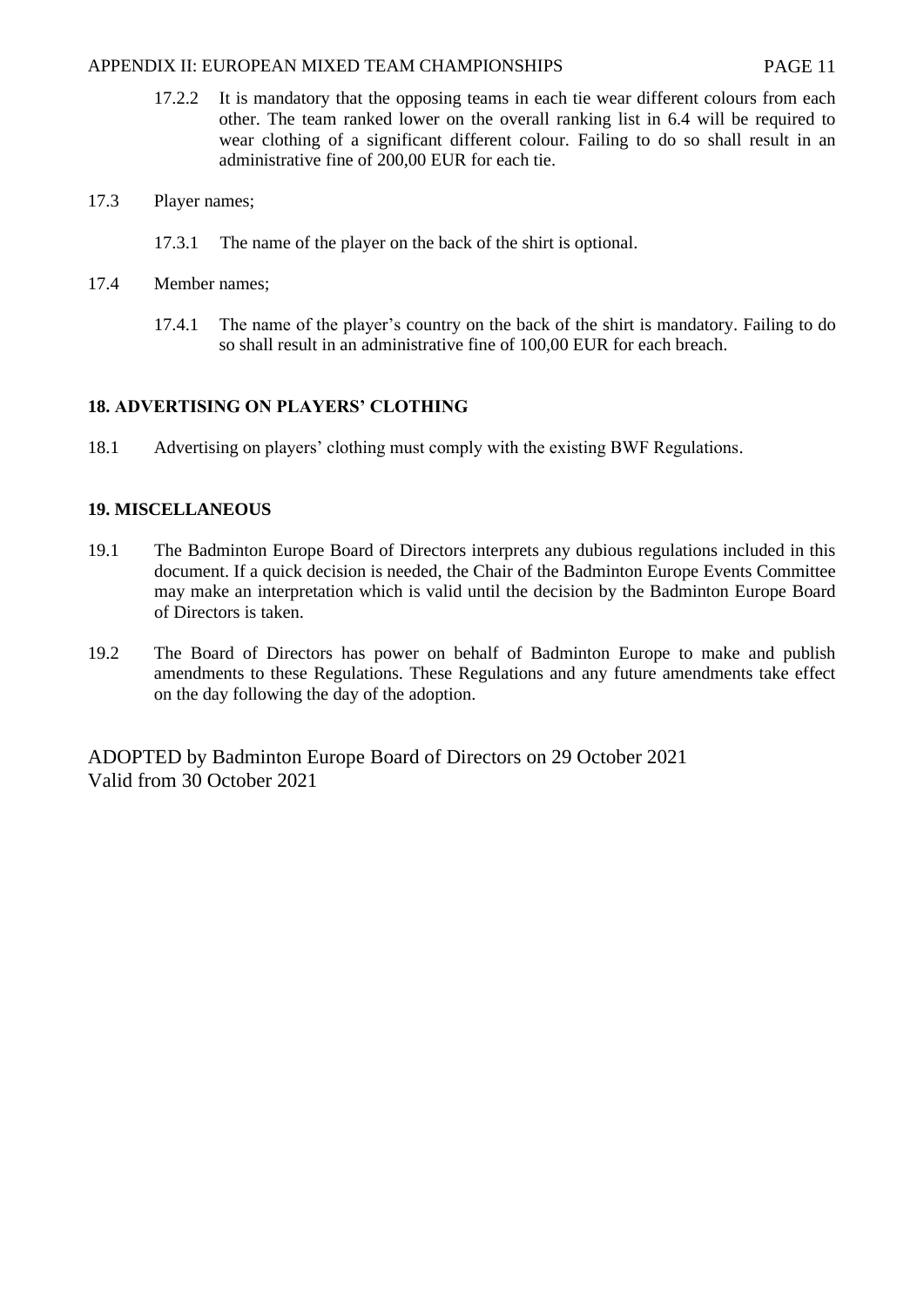17.2.2 It is mandatory that the opposing teams in each tie wear different colours from each other. The team ranked lower on the overall ranking list in 6.4 will be required to wear clothing of a significant different colour. Failing to do so shall result in an administrative fine of 200,00 EUR for each tie.

17.3 Player names;

17.3.1 The name of the player on the back of the shirt is optional.

17.4 Member names;

17.4.1 The name of the player's country on the back of the shirt is mandatory. Failing to do so shall result in an administrative fine of 100,00 EUR for each breach.

## 18. ADVERTISING ON PLAYERS' CLOTHING

18.1 Advertising on players' clothing must comply with the existing BWF Regulations.

## 19. MISCELLANEOUS

19.1 The Badminton Europe Board of Directors interprets any dubious regulations included in this document. If a quick decision is needed, the Chair of the Badminton Europe Events Committee may make an interpretation which is valid until the decision by the Badminton Europe Board of Directors is taken.

19.2 The Board of Directors has power on behalf of Badminton Europe to make and publish amendments to these Regulations. These Regulations and any future amendments take effect on the day following the day of the adoption.

ADOPTED by Badminton Europe Board of Directors on 29 October 2021
Valid from 30 October 2021